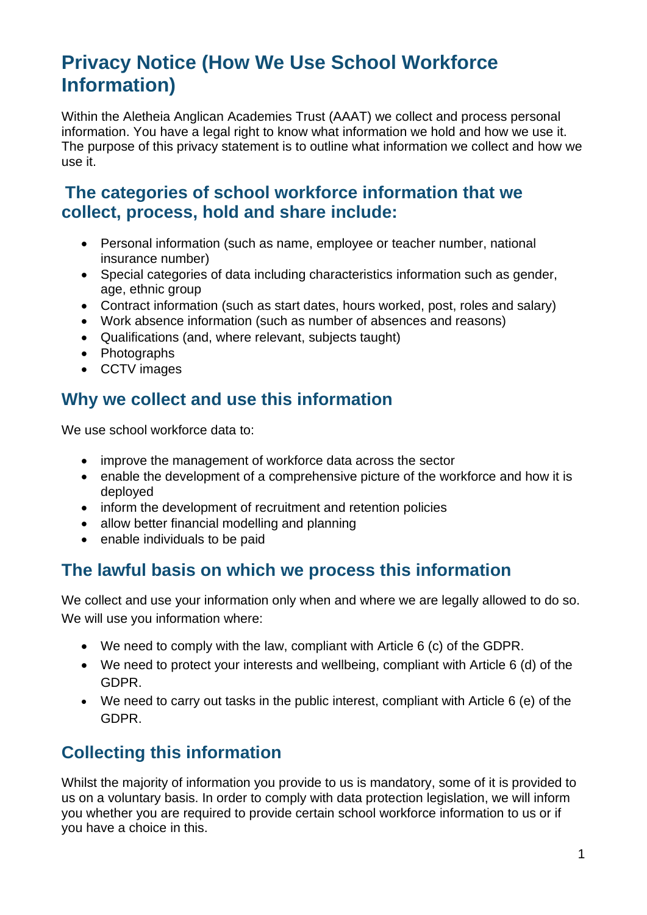# Privacy Notice (How We Use School Workforce Information)

Within the Aletheia Anglican Academies Trust (AAAT) we collect and process personal information. You have a legal right to know what information we hold and how we use it. The purpose of this privacy statement is to outline what information we collect and how we use it.

## The categories of school workforce information that we collect, process, hold and share include:

- Personal information (such as name, employee or teacher number, national insurance number)
- Special categories of data including characteristics information such as gender, age, ethnic group
- Contract information (such as start dates, hours worked, post, roles and salary)
- Work absence information (such as number of absences and reasons)
- Qualifications (and, where relevant, subjects taught)
- Photographs
- CCTV images

## Why we collect and use this information

We use school workforce data to:

- improve the management of workforce data across the sector
- enable the development of a comprehensive picture of the workforce and how it is deployed
- inform the development of recruitment and retention policies
- allow better financial modelling and planning
- enable individuals to be paid

## The lawful basis on which we process this information

We collect and use your information only when and where we are legally allowed to do so. We will use you information where:

- We need to comply with the law, compliant with Article 6 (c) of the GDPR.
- We need to protect your interests and wellbeing, compliant with Article 6 (d) of the GDPR.
- We need to carry out tasks in the public interest, compliant with Article 6 (e) of the GDPR.

## Collecting this information

Whilst the majority of information you provide to us is mandatory, some of it is provided to us on a voluntary basis. In order to comply with data protection legislation, we will inform you whether you are required to provide certain school workforce information to us or if you have a choice in this.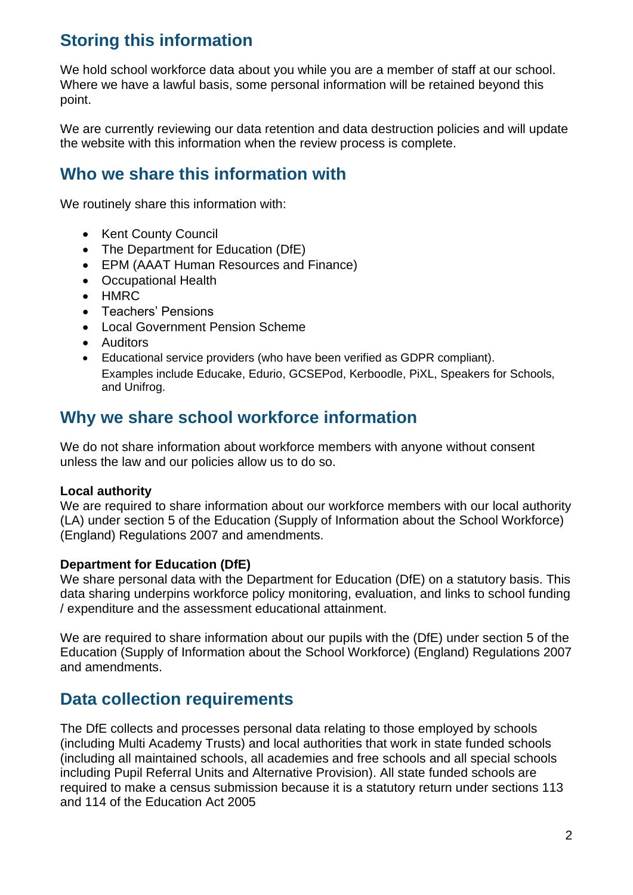## Storing this information

We hold school workforce data about you while you are a member of staff at our school. Where we have a lawful basis, some personal information will be retained beyond this point.

We are currently reviewing our data retention and data destruction policies and will update the website with this information when the review process is complete.

## Who we share this information with

We routinely share this information with:

- Kent County Council
- The Department for Education (DfE)
- EPM (AAAT Human Resources and Finance)
- Occupational Health
- HMRC
- Teachers' Pensions
- Local Government Pension Scheme
- Auditors
- Educational service providers (who have been verified as GDPR compliant). Examples include Educake, Edurio, GCSEPod, Kerboodle, PiXL, Speakers for Schools, and Unifrog.

## Why we share school workforce information

We do not share information about workforce members with anyone without consent unless the law and our policies allow us to do so.

**Local authority**
We are required to share information about our workforce members with our local authority (LA) under section 5 of the Education (Supply of Information about the School Workforce) (England) Regulations 2007 and amendments.

**Department for Education (DfE)**
We share personal data with the Department for Education (DfE) on a statutory basis. This data sharing underpins workforce policy monitoring, evaluation, and links to school funding / expenditure and the assessment educational attainment.

We are required to share information about our pupils with the (DfE) under section 5 of the Education (Supply of Information about the School Workforce) (England) Regulations 2007 and amendments.

## Data collection requirements

The DfE collects and processes personal data relating to those employed by schools (including Multi Academy Trusts) and local authorities that work in state funded schools (including all maintained schools, all academies and free schools and all special schools including Pupil Referral Units and Alternative Provision). All state funded schools are required to make a census submission because it is a statutory return under sections 113 and 114 of the Education Act 2005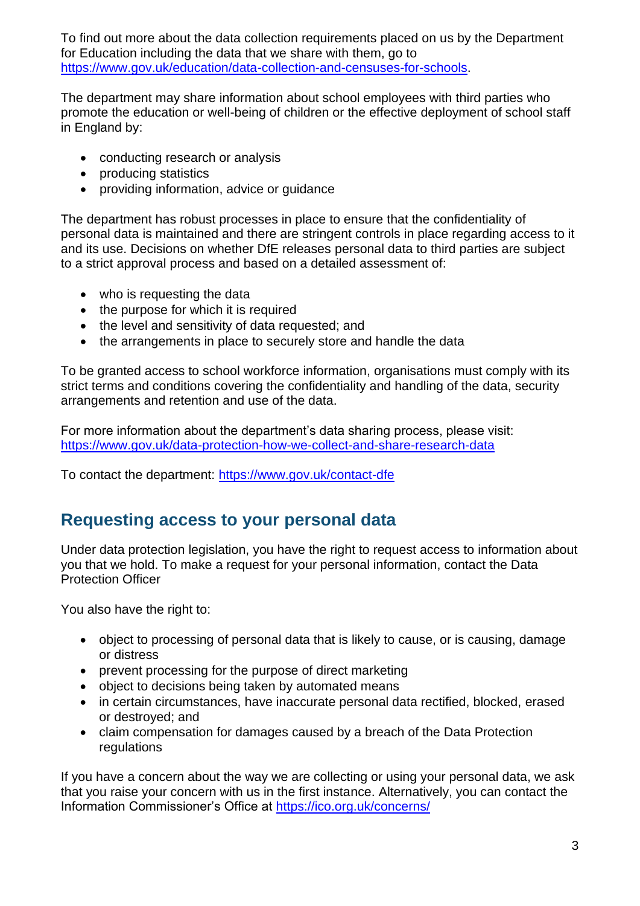To find out more about the data collection requirements placed on us by the Department for Education including the data that we share with them, go to https://www.gov.uk/education/data-collection-and-censuses-for-schools.

The department may share information about school employees with third parties who promote the education or well-being of children or the effective deployment of school staff in England by:

- conducting research or analysis
- producing statistics
- providing information, advice or guidance

The department has robust processes in place to ensure that the confidentiality of personal data is maintained and there are stringent controls in place regarding access to it and its use. Decisions on whether DfE releases personal data to third parties are subject to a strict approval process and based on a detailed assessment of:

- who is requesting the data
- the purpose for which it is required
- the level and sensitivity of data requested; and
- the arrangements in place to securely store and handle the data

To be granted access to school workforce information, organisations must comply with its strict terms and conditions covering the confidentiality and handling of the data, security arrangements and retention and use of the data.

For more information about the department's data sharing process, please visit: https://www.gov.uk/data-protection-how-we-collect-and-share-research-data

To contact the department: https://www.gov.uk/contact-dfe

## Requesting access to your personal data

Under data protection legislation, you have the right to request access to information about you that we hold. To make a request for your personal information, contact the Data Protection Officer

You also have the right to:

- object to processing of personal data that is likely to cause, or is causing, damage or distress
- prevent processing for the purpose of direct marketing
- object to decisions being taken by automated means
- in certain circumstances, have inaccurate personal data rectified, blocked, erased or destroyed; and
- claim compensation for damages caused by a breach of the Data Protection regulations

If you have a concern about the way we are collecting or using your personal data, we ask that you raise your concern with us in the first instance. Alternatively, you can contact the Information Commissioner's Office at https://ico.org.uk/concerns/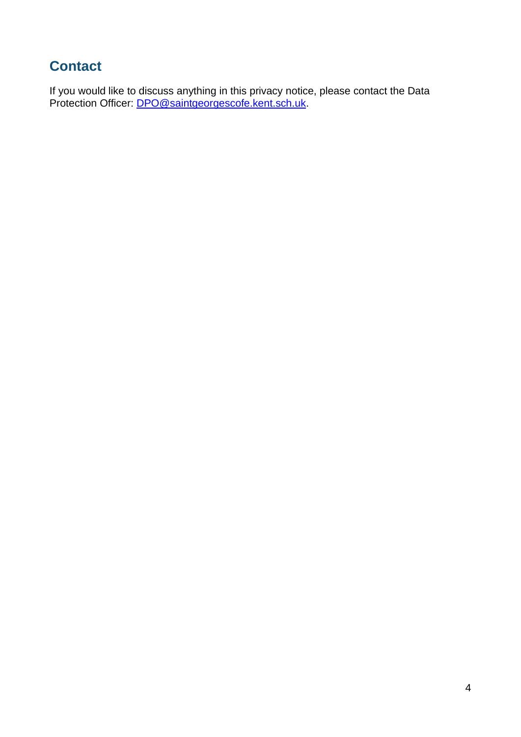## Contact

If you would like to discuss anything in this privacy notice, please contact the Data Protection Officer: DPO@saintgeorgescofe.kent.sch.uk.